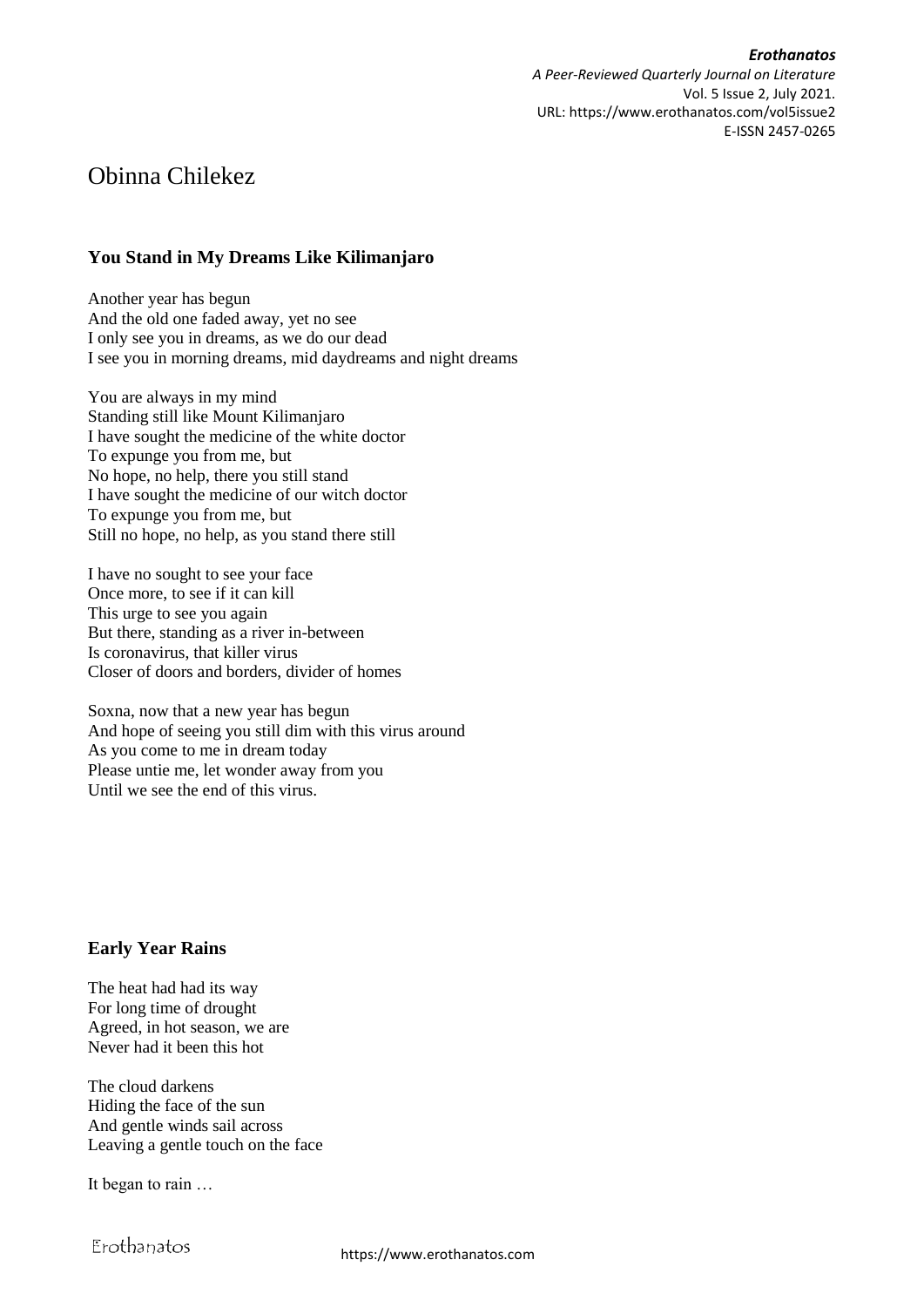# Obinna Chilekez

## You Stand in My Dreams Like Kilimanjaro

Another year has begun
And the old one faded away, yet no see
I only see you in dreams, as we do our dead
I see you in morning dreams, mid daydreams and night dreams

You are always in my mind
Standing still like Mount Kilimanjaro
I have sought the medicine of the white doctor
To expunge you from me, but
No hope, no help, there you still stand
I have sought the medicine of our witch doctor
To expunge you from me, but
Still no hope, no help, as you stand there still

I have no sought to see your face
Once more, to see if it can kill
This urge to see you again
But there, standing as a river in-between
Is coronavirus, that killer virus
Closer of doors and borders, divider of homes

Soxna, now that a new year has begun
And hope of seeing you still dim with this virus around
As you come to me in dream today
Please untie me, let wonder away from you
Until we see the end of this virus.

## Early Year Rains

The heat had had its way
For long time of drought
Agreed, in hot season, we are
Never had it been this hot

The cloud darkens
Hiding the face of the sun
And gentle winds sail across
Leaving a gentle touch on the face

It began to rain …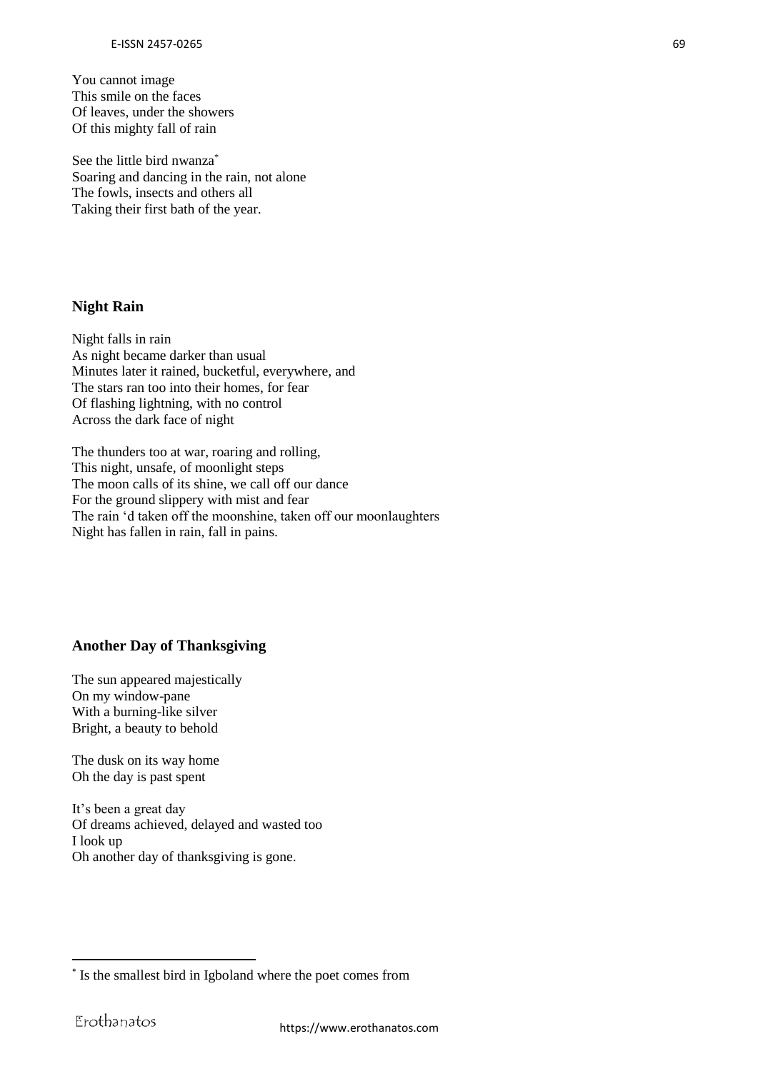You cannot image  
This smile on the faces  
Of leaves, under the showers  
Of this mighty fall of rain

See the little bird nwanza[*]  
Soaring and dancing in the rain, not alone  
The fowls, insects and others all  
Taking their first bath of the year.

### Night Rain

Night falls in rain  
As night became darker than usual  
Minutes later it rained, bucketful, everywhere, and  
The stars ran too into their homes, for fear  
Of flashing lightning, with no control  
Across the dark face of night

The thunders too at war, roaring and rolling,  
This night, unsafe, of moonlight steps  
The moon calls of its shine, we call off our dance  
For the ground slippery with mist and fear  
The rain 'd taken off the moonshine, taken off our moonlaughters  
Night has fallen in rain, fall in pains.

### Another Day of Thanksgiving

The sun appeared majestically  
On my window-pane  
With a burning-like silver  
Bright, a beauty to behold

The dusk on its way home  
Oh the day is past spent

It's been a great day  
Of dreams achieved, delayed and wasted too  
I look up  
Oh another day of thanksgiving is gone.

---

[*] Is the smallest bird in Igboland where the poet comes from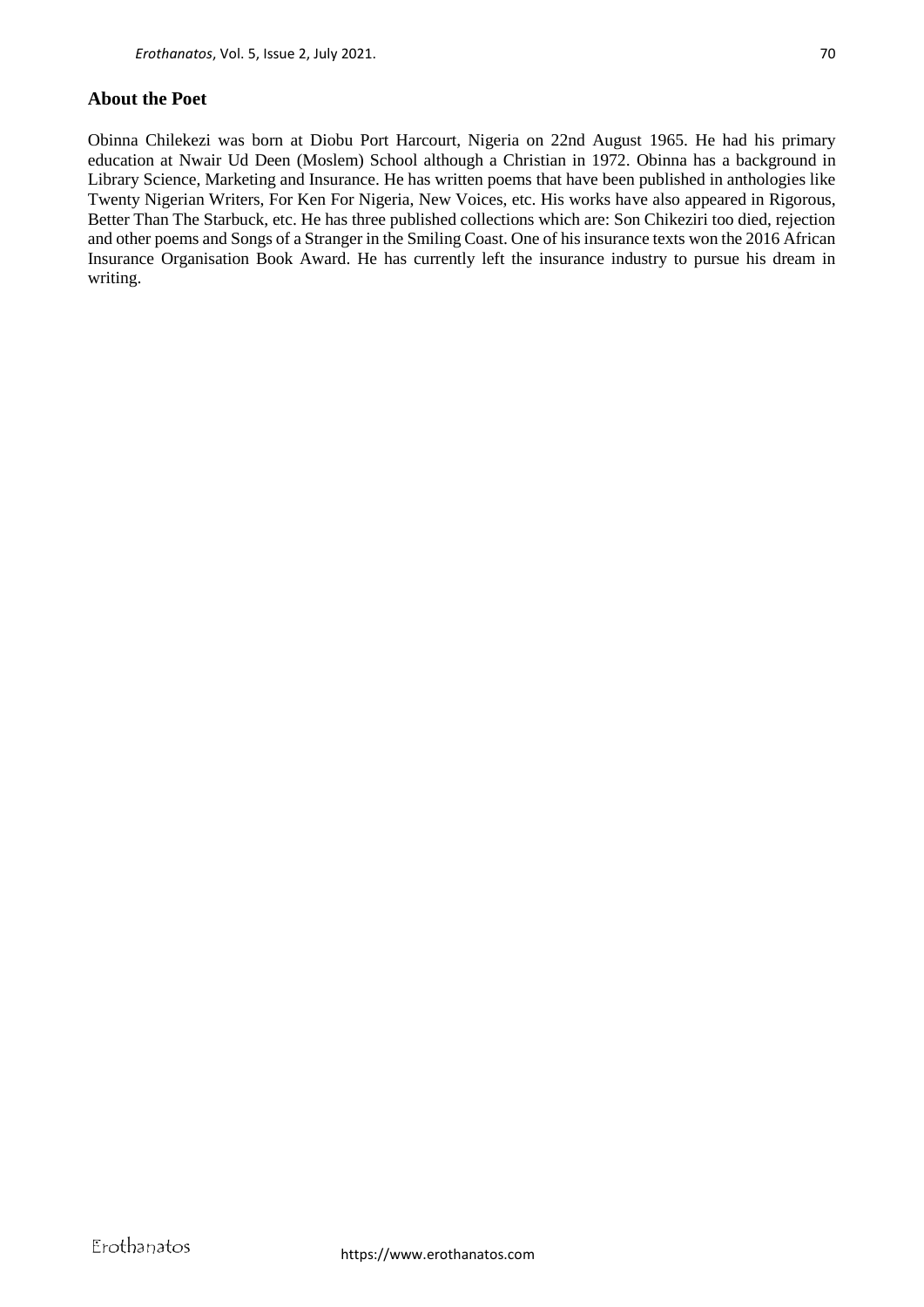## About the Poet

Obinna Chilekezi was born at Diobu Port Harcourt, Nigeria on 22nd August 1965. He had his primary education at Nwair Ud Deen (Moslem) School although a Christian in 1972. Obinna has a background in Library Science, Marketing and Insurance. He has written poems that have been published in anthologies like Twenty Nigerian Writers, For Ken For Nigeria, New Voices, etc. His works have also appeared in Rigorous, Better Than The Starbuck, etc. He has three published collections which are: Son Chikeziri too died, rejection and other poems and Songs of a Stranger in the Smiling Coast. One of his insurance texts won the 2016 African Insurance Organisation Book Award. He has currently left the insurance industry to pursue his dream in writing.